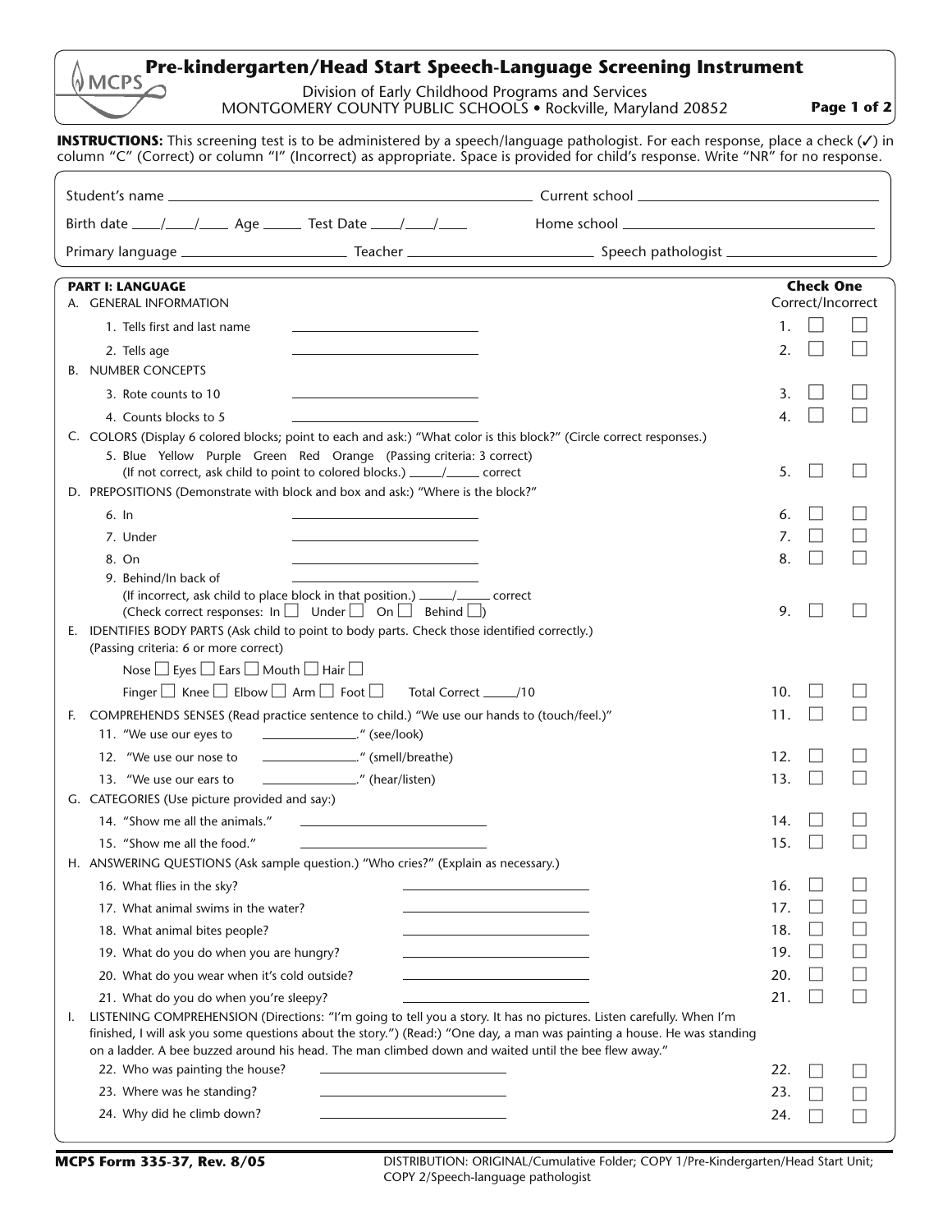# Pre-kindergarten/Head Start Speech-Language Screening Instrument

MCPS

Division of Early Childhood Programs and Services
MONTGOMERY COUNTY PUBLIC SCHOOLS • Rockville, Maryland 20852

**Page 1 of 2**

**INSTRUCTIONS:** This screening test is to be administered by a speech/language pathologist. For each response, place a check (✓) in column "C" (Correct) or column "I" (Incorrect) as appropriate. Space is provided for child's response. Write "NR" for no response.

Student's name ______________________ Current school ______________________

Birth date ____/____/____ Age ______ Test Date ____/____/____ Home school ______________________

Primary language ______________ Teacher ______________ Speech pathologist ______________

## PART I: LANGUAGE

**Check One** Correct/Incorrect

A. GENERAL INFORMATION

1. Tells first and last name ______________ 1. ☐ ☐
2. Tells age ______________ 2. ☐ ☐

B. NUMBER CONCEPTS

3. Rote counts to 10 ______________ 3. ☐ ☐
4. Counts blocks to 5 ______________ 4. ☐ ☐

C. COLORS (Display 6 colored blocks; point to each and ask:) "What color is this block?" (Circle correct responses.)

5. Blue Yellow Purple Green Red Orange (Passing criteria: 3 correct)
(If not correct, ask child to point to colored blocks.) _____/_____ correct 5. ☐ ☐

D. PREPOSITIONS (Demonstrate with block and box and ask:) "Where is the block?"

6. In ______________ 6. ☐ ☐
7. Under ______________ 7. ☐ ☐
8. On ______________ 8. ☐ ☐
9. Behind/In back of ______________
(If incorrect, ask child to place block in that position.) _____/_____ correct
(Check correct responses: In ☐ Under ☐ On ☐ Behind ☐) 9. ☐ ☐

E. IDENTIFIES BODY PARTS (Ask child to point to body parts. Check those identified correctly.)
(Passing criteria: 6 or more correct)

Nose ☐ Eyes ☐ Ears ☐ Mouth ☐ Hair ☐
Finger ☐ Knee ☐ Elbow ☐ Arm ☐ Foot ☐ Total Correct _____/10 10. ☐ ☐

F. COMPREHENDS SENSES (Read practice sentence to child.) "We use our hands to (touch/feel.)" 11. ☐ ☐

11. "We use our eyes to ______________." (see/look)
12. "We use our nose to ______________." (smell/breathe) 12. ☐ ☐
13. "We use our ears to ______________." (hear/listen) 13. ☐ ☐

G. CATEGORIES (Use picture provided and say:)

14. "Show me all the animals." ______________ 14. ☐ ☐
15. "Show me all the food." ______________ 15. ☐ ☐

H. ANSWERING QUESTIONS (Ask sample question.) "Who cries?" (Explain as necessary.)

16. What flies in the sky? ______________ 16. ☐ ☐
17. What animal swims in the water? ______________ 17. ☐ ☐
18. What animal bites people? ______________ 18. ☐ ☐
19. What do you do when you are hungry? ______________ 19. ☐ ☐
20. What do you wear when it's cold outside? ______________ 20. ☐ ☐
21. What do you do when you're sleepy? ______________ 21. ☐ ☐

I. LISTENING COMPREHENSION (Directions: "I'm going to tell you a story. It has no pictures. Listen carefully. When I'm finished, I will ask you some questions about the story.") (Read:) "One day, a man was painting a house. He was standing on a ladder. A bee buzzed around his head. The man climbed down and waited until the bee flew away."

22. Who was painting the house? ______________ 22. ☐ ☐
23. Where was he standing? ______________ 23. ☐ ☐
24. Why did he climb down? ______________ 24. ☐ ☐

**MCPS Form 335-37, Rev. 8/05**

DISTRIBUTION: ORIGINAL/Cumulative Folder; COPY 1/Pre-Kindergarten/Head Start Unit; COPY 2/Speech-language pathologist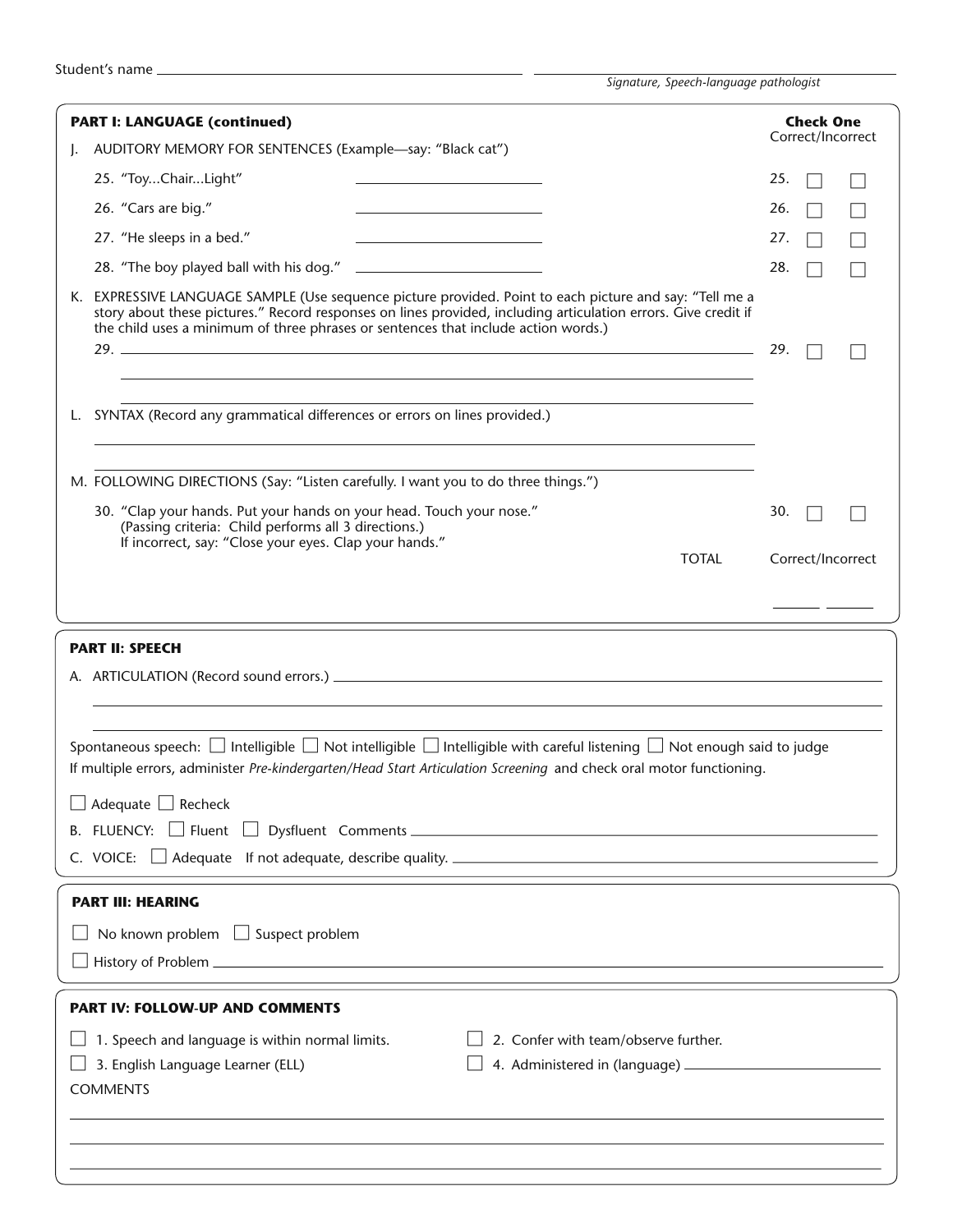Student's name ______________________ ______________________
*Signature, Speech-language pathologist*

## PART I: LANGUAGE (continued)

**Check One**
Correct/Incorrect

J. AUDITORY MEMORY FOR SENTENCES (Example—say: "Black cat")

| | | | Correct | Incorrect |
|---|---|---|---|---|
| 25. "Toy...Chair...Light" | ______________ | 25. | ☐ | ☐ |
| 26. "Cars are big." | ______________ | 26. | ☐ | ☐ |
| 27. "He sleeps in a bed." | ______________ | 27. | ☐ | ☐ |
| 28. "The boy played ball with his dog." | ______________ | 28. | ☐ | ☐ |

K. EXPRESSIVE LANGUAGE SAMPLE (Use sequence picture provided. Point to each picture and say: "Tell me a story about these pictures." Record responses on lines provided, including articulation errors. Give credit if the child uses a minimum of three phrases or sentences that include action words.)

29. ______________________________________ 29. ☐ ☐

______________________________________

______________________________________

L. SYNTAX (Record any grammatical differences or errors on lines provided.)

______________________________________

______________________________________

M. FOLLOWING DIRECTIONS (Say: "Listen carefully. I want you to do three things.")

30. "Clap your hands. Put your hands on your head. Touch your nose." 30. ☐ ☐
(Passing criteria: Child performs all 3 directions.)
If incorrect, say: "Close your eyes. Clap your hands."

TOTAL Correct/Incorrect

_______ _______

## PART II: SPEECH

A. ARTICULATION (Record sound errors.) ______________________________________

______________________________________

______________________________________

Spontaneous speech: ☐ Intelligible ☐ Not intelligible ☐ Intelligible with careful listening ☐ Not enough said to judge

If multiple errors, administer *Pre-kindergarten/Head Start Articulation Screening* and check oral motor functioning.

☐ Adequate ☐ Recheck

B. FLUENCY: ☐ Fluent ☐ Dysfluent Comments ______________________________________

C. VOICE: ☐ Adequate If not adequate, describe quality. ______________________________________

## PART III: HEARING

☐ No known problem ☐ Suspect problem

☐ History of Problem ______________________________________

## PART IV: FOLLOW-UP AND COMMENTS

☐ 1. Speech and language is within normal limits.

☐ 2. Confer with team/observe further.

☐ 3. English Language Learner (ELL)

☐ 4. Administered in (language) ______________________

COMMENTS

______________________________________

______________________________________

______________________________________